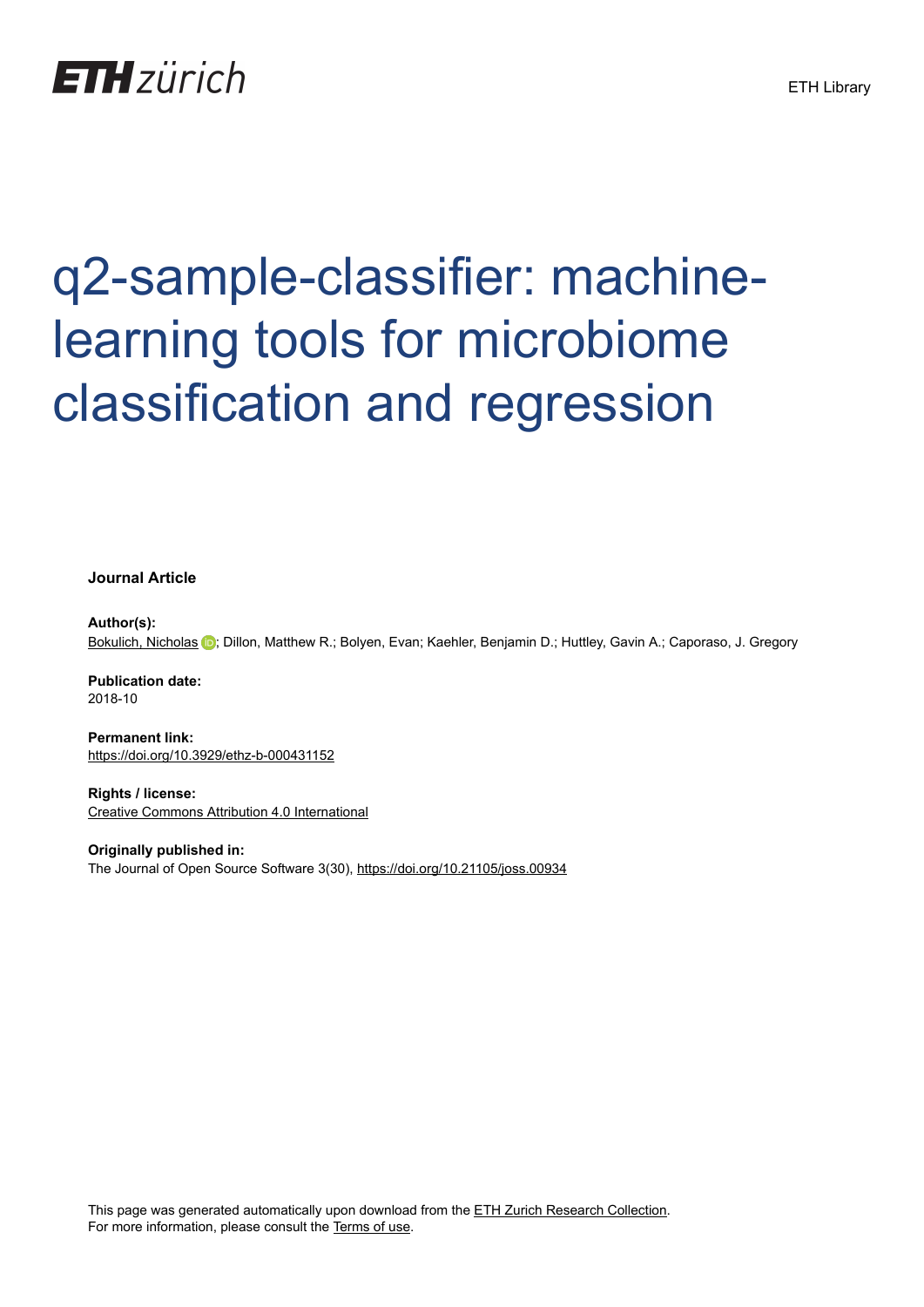ETH zürich

ETH Library

# q2-sample-classifier: machine-learning tools for microbiome classification and regression

**Journal Article**

**Author(s):**
Bokulich, Nicholas; Dillon, Matthew R.; Bolyen, Evan; Kaehler, Benjamin D.; Huttley, Gavin A.; Caporaso, J. Gregory

**Publication date:**
2018-10

**Permanent link:**
https://doi.org/10.3929/ethz-b-000431152

**Rights / license:**
Creative Commons Attribution 4.0 International

**Originally published in:**
The Journal of Open Source Software 3(30), https://doi.org/10.21105/joss.00934

This page was generated automatically upon download from the ETH Zurich Research Collection.
For more information, please consult the Terms of use.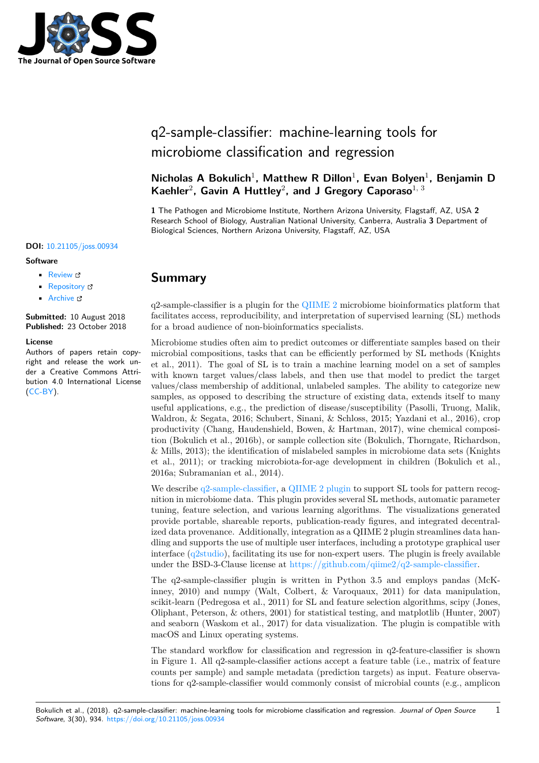# q2-sample-classifier: machine-learning tools for microbiome classification and regression

**Nicholas A Bokulich**[1], **Matthew R Dillon**[1], **Evan Bolyen**[1], **Benjamin D Kaehler**[2], **Gavin A Huttley**[2], **and J Gregory Caporaso**[1, 3]

**1** The Pathogen and Microbiome Institute, Northern Arizona University, Flagstaff, AZ, USA **2** Research School of Biology, Australian National University, Canberra, Australia **3** Department of Biological Sciences, Northern Arizona University, Flagstaff, AZ, USA

**DOI:** 10.21105/joss.00934

**Software**

- Review
- Repository
- Archive

**Submitted:** 10 August 2018
**Published:** 23 October 2018

**License**
Authors of papers retain copyright and release the work under a Creative Commons Attribution 4.0 International License (CC-BY).

## Summary

q2-sample-classifier is a plugin for the QIIME 2 microbiome bioinformatics platform that facilitates access, reproducibility, and interpretation of supervised learning (SL) methods for a broad audience of non-bioinformatics specialists.

Microbiome studies often aim to predict outcomes or differentiate samples based on their microbial compositions, tasks that can be efficiently performed by SL methods (Knights et al., 2011). The goal of SL is to train a machine learning model on a set of samples with known target values/class labels, and then use that model to predict the target values/class membership of additional, unlabeled samples. The ability to categorize new samples, as opposed to describing the structure of existing data, extends itself to many useful applications, e.g., the prediction of disease/susceptibility (Pasolli, Truong, Malik, Waldron, & Segata, 2016; Schubert, Sinani, & Schloss, 2015; Yazdani et al., 2016), crop productivity (Chang, Haudenshield, Bowen, & Hartman, 2017), wine chemical composition (Bokulich et al., 2016b), or sample collection site (Bokulich, Thorngate, Richardson, & Mills, 2013); the identification of mislabeled samples in microbiome data sets (Knights et al., 2011); or tracking microbiota-for-age development in children (Bokulich et al., 2016a; Subramanian et al., 2014).

We describe q2-sample-classifier, a QIIME 2 plugin to support SL tools for pattern recognition in microbiome data. This plugin provides several SL methods, automatic parameter tuning, feature selection, and various learning algorithms. The visualizations generated provide portable, shareable reports, publication-ready figures, and integrated decentralized data provenance. Additionally, integration as a QIIME 2 plugin streamlines data handling and supports the use of multiple user interfaces, including a prototype graphical user interface (q2studio), facilitating its use for non-expert users. The plugin is freely available under the BSD-3-Clause license at https://github.com/qiime2/q2-sample-classifier.

The q2-sample-classifier plugin is written in Python 3.5 and employs pandas (McKinney, 2010) and numpy (Walt, Colbert, & Varoquaux, 2011) for data manipulation, scikit-learn (Pedregosa et al., 2011) for SL and feature selection algorithms, scipy (Jones, Oliphant, Peterson, & others, 2001) for statistical testing, and matplotlib (Hunter, 2007) and seaborn (Waskom et al., 2017) for data visualization. The plugin is compatible with macOS and Linux operating systems.

The standard workflow for classification and regression in q2-feature-classifier is shown in Figure 1. All q2-sample-classifier actions accept a feature table (i.e., matrix of feature counts per sample) and sample metadata (prediction targets) as input. Feature observations for q2-sample-classifier would commonly consist of microbial counts (e.g., amplicon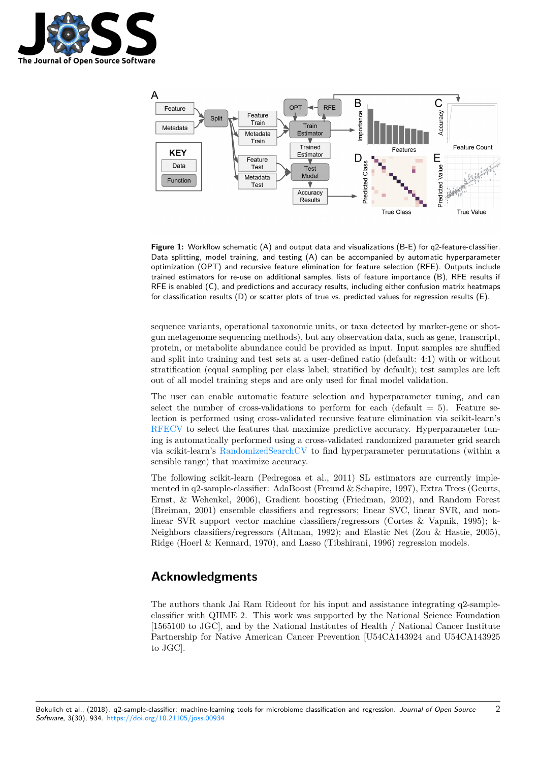**Figure 1:** Workflow schematic (A) and output data and visualizations (B-E) for q2-feature-classifier. Data splitting, model training, and testing (A) can be accompanied by automatic hyperparameter optimization (OPT) and recursive feature elimination for feature selection (RFE). Outputs include trained estimators for re-use on additional samples, lists of feature importance (B), RFE results if RFE is enabled (C), and predictions and accuracy results, including either confusion matrix heatmaps for classification results (D) or scatter plots of true vs. predicted values for regression results (E).

sequence variants, operational taxonomic units, or taxa detected by marker-gene or shotgun metagenome sequencing methods), but any observation data, such as gene, transcript, protein, or metabolite abundance could be provided as input. Input samples are shuffled and split into training and test sets at a user-defined ratio (default: 4:1) with or without stratification (equal sampling per class label; stratified by default); test samples are left out of all model training steps and are only used for final model validation.

The user can enable automatic feature selection and hyperparameter tuning, and can select the number of cross-validations to perform for each (default = 5). Feature selection is performed using cross-validated recursive feature elimination via scikit-learn's RFECV to select the features that maximize predictive accuracy. Hyperparameter tuning is automatically performed using a cross-validated randomized parameter grid search via scikit-learn's RandomizedSearchCV to find hyperparameter permutations (within a sensible range) that maximize accuracy.

The following scikit-learn (Pedregosa et al., 2011) SL estimators are currently implemented in q2-sample-classifier: AdaBoost (Freund & Schapire, 1997), Extra Trees (Geurts, Ernst, & Wehenkel, 2006), Gradient boosting (Friedman, 2002), and Random Forest (Breiman, 2001) ensemble classifiers and regressors; linear SVC, linear SVR, and non-linear SVR support vector machine classifiers/regressors (Cortes & Vapnik, 1995); k-Neighbors classifiers/regressors (Altman, 1992); and Elastic Net (Zou & Hastie, 2005), Ridge (Hoerl & Kennard, 1970), and Lasso (Tibshirani, 1996) regression models.

## Acknowledgments

The authors thank Jai Ram Rideout for his input and assistance integrating q2-sample-classifier with QIIME 2. This work was supported by the National Science Foundation [1565100 to JGC], and by the National Institutes of Health / National Cancer Institute Partnership for Native American Cancer Prevention [U54CA143924 and U54CA143925 to JGC].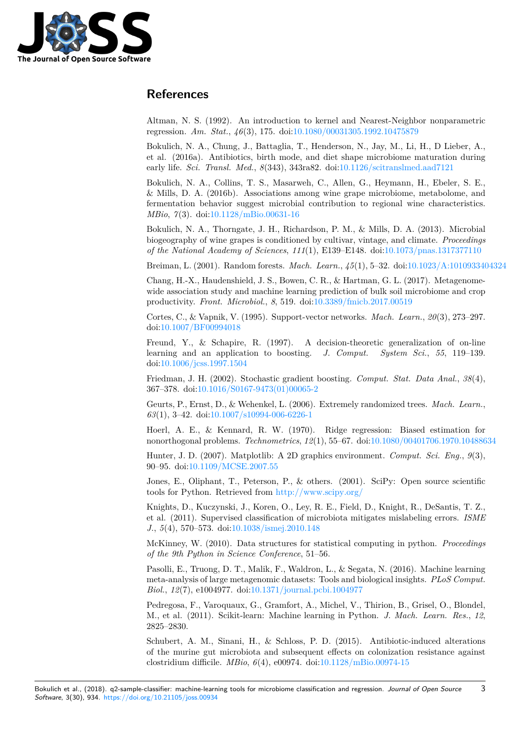# References

Altman, N. S. (1992). An introduction to kernel and Nearest-Neighbor nonparametric regression. *Am. Stat.*, *46*(3), 175. doi:10.1080/00031305.1992.10475879

Bokulich, N. A., Chung, J., Battaglia, T., Henderson, N., Jay, M., Li, H., D Lieber, A., et al. (2016a). Antibiotics, birth mode, and diet shape microbiome maturation during early life. *Sci. Transl. Med.*, *8*(343), 343ra82. doi:10.1126/scitranslmed.aad7121

Bokulich, N. A., Collins, T. S., Masarweh, C., Allen, G., Heymann, H., Ebeler, S. E., & Mills, D. A. (2016b). Associations among wine grape microbiome, metabolome, and fermentation behavior suggest microbial contribution to regional wine characteristics. *MBio*, *7*(3). doi:10.1128/mBio.00631-16

Bokulich, N. A., Thorngate, J. H., Richardson, P. M., & Mills, D. A. (2013). Microbial biogeography of wine grapes is conditioned by cultivar, vintage, and climate. *Proceedings of the National Academy of Sciences*, *111*(1), E139–E148. doi:10.1073/pnas.1317377110

Breiman, L. (2001). Random forests. *Mach. Learn.*, *45*(1), 5–32. doi:10.1023/A:1010933404324

Chang, H.-X., Haudenshield, J. S., Bowen, C. R., & Hartman, G. L. (2017). Metagenome-wide association study and machine learning prediction of bulk soil microbiome and crop productivity. *Front. Microbiol.*, *8*, 519. doi:10.3389/fmicb.2017.00519

Cortes, C., & Vapnik, V. (1995). Support-vector networks. *Mach. Learn.*, *20*(3), 273–297. doi:10.1007/BF00994018

Freund, Y., & Schapire, R. (1997). A decision-theoretic generalization of on-line learning and an application to boosting. *J. Comput. System Sci.*, *55*, 119–139. doi:10.1006/jcss.1997.1504

Friedman, J. H. (2002). Stochastic gradient boosting. *Comput. Stat. Data Anal.*, *38*(4), 367–378. doi:10.1016/S0167-9473(01)00065-2

Geurts, P., Ernst, D., & Wehenkel, L. (2006). Extremely randomized trees. *Mach. Learn.*, *63*(1), 3–42. doi:10.1007/s10994-006-6226-1

Hoerl, A. E., & Kennard, R. W. (1970). Ridge regression: Biased estimation for nonorthogonal problems. *Technometrics*, *12*(1), 55–67. doi:10.1080/00401706.1970.10488634

Hunter, J. D. (2007). Matplotlib: A 2D graphics environment. *Comput. Sci. Eng.*, *9*(3), 90–95. doi:10.1109/MCSE.2007.55

Jones, E., Oliphant, T., Peterson, P., & others. (2001). SciPy: Open source scientific tools for Python. Retrieved from http://www.scipy.org/

Knights, D., Kuczynski, J., Koren, O., Ley, R. E., Field, D., Knight, R., DeSantis, T. Z., et al. (2011). Supervised classification of microbiota mitigates mislabeling errors. *ISME J.*, *5*(4), 570–573. doi:10.1038/ismej.2010.148

McKinney, W. (2010). Data structures for statistical computing in python. *Proceedings of the 9th Python in Science Conference*, 51–56.

Pasolli, E., Truong, D. T., Malik, F., Waldron, L., & Segata, N. (2016). Machine learning meta-analysis of large metagenomic datasets: Tools and biological insights. *PLoS Comput. Biol.*, *12*(7), e1004977. doi:10.1371/journal.pcbi.1004977

Pedregosa, F., Varoquaux, G., Gramfort, A., Michel, V., Thirion, B., Grisel, O., Blondel, M., et al. (2011). Scikit-learn: Machine learning in Python. *J. Mach. Learn. Res.*, *12*, 2825–2830.

Schubert, A. M., Sinani, H., & Schloss, P. D. (2015). Antibiotic-induced alterations of the murine gut microbiota and subsequent effects on colonization resistance against clostridium difficile. *MBio*, *6*(4), e00974. doi:10.1128/mBio.00974-15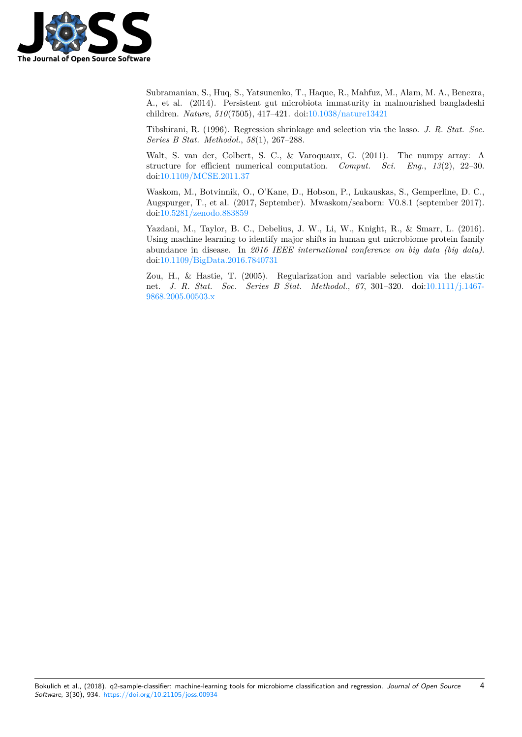Subramanian, S., Huq, S., Yatsunenko, T., Haque, R., Mahfuz, M., Alam, M. A., Benezra, A., et al. (2014). Persistent gut microbiota immaturity in malnourished bangladeshi children. *Nature*, *510*(7505), 417–421. doi:10.1038/nature13421

Tibshirani, R. (1996). Regression shrinkage and selection via the lasso. *J. R. Stat. Soc. Series B Stat. Methodol.*, *58*(1), 267–288.

Walt, S. van der, Colbert, S. C., & Varoquaux, G. (2011). The numpy array: A structure for efficient numerical computation. *Comput. Sci. Eng.*, *13*(2), 22–30. doi:10.1109/MCSE.2011.37

Waskom, M., Botvinnik, O., O'Kane, D., Hobson, P., Lukauskas, S., Gemperline, D. C., Augspurger, T., et al. (2017, September). Mwaskom/seaborn: V0.8.1 (september 2017). doi:10.5281/zenodo.883859

Yazdani, M., Taylor, B. C., Debelius, J. W., Li, W., Knight, R., & Smarr, L. (2016). Using machine learning to identify major shifts in human gut microbiome protein family abundance in disease. In *2016 IEEE international conference on big data (big data)*. doi:10.1109/BigData.2016.7840731

Zou, H., & Hastie, T. (2005). Regularization and variable selection via the elastic net. *J. R. Stat. Soc. Series B Stat. Methodol.*, *67*, 301–320. doi:10.1111/j.1467-9868.2005.00503.x